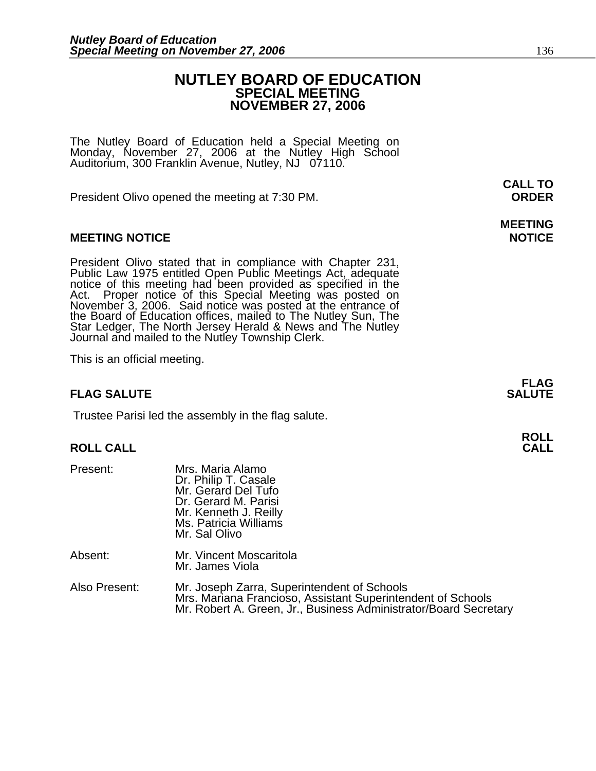# NUTLEY BOARD OF EDUCATION
## SPECIAL MEETING
## NOVEMBER 27, 2006

The Nutley Board of Education held a Special Meeting on Monday, November 27, 2006 at the Nutley High School Auditorium, 300 Franklin Avenue, Nutley, NJ 07110.

**CALL TO ORDER**

President Olivo opened the meeting at 7:30 PM.

**MEETING NOTICE**

President Olivo stated that in compliance with Chapter 231, Public Law 1975 entitled Open Public Meetings Act, adequate notice of this meeting had been provided as specified in the Act. Proper notice of this Special Meeting was posted on November 3, 2006. Said notice was posted at the entrance of the Board of Education offices, mailed to The Nutley Sun, The Star Ledger, The North Jersey Herald & News and The Nutley Journal and mailed to the Nutley Township Clerk.

This is an official meeting.

**FLAG SALUTE**

Trustee Parisi led the assembly in the flag salute.

**ROLL CALL**

| | |
|---|---|
| Present: | Mrs. Maria Alamo<br>Dr. Philip T. Casale<br>Mr. Gerard Del Tufo<br>Dr. Gerard M. Parisi<br>Mr. Kenneth J. Reilly<br>Ms. Patricia Williams<br>Mr. Sal Olivo |
| Absent: | Mr. Vincent Moscaritola<br>Mr. James Viola |
| Also Present: | Mr. Joseph Zarra, Superintendent of Schools<br>Mrs. Mariana Francioso, Assistant Superintendent of Schools<br>Mr. Robert A. Green, Jr., Business Administrator/Board Secretary |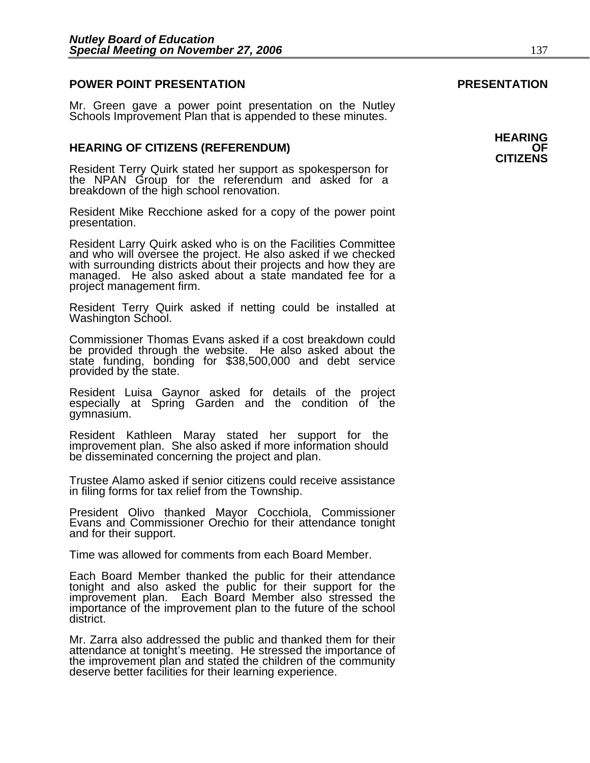## POWER POINT PRESENTATION

**PRESENTATION**

Mr. Green gave a power point presentation on the Nutley Schools Improvement Plan that is appended to these minutes.

## HEARING OF CITIZENS (REFERENDUM)

**HEARING OF CITIZENS**

Resident Terry Quirk stated her support as spokesperson for the NPAN Group for the referendum and asked for a breakdown of the high school renovation.

Resident Mike Recchione asked for a copy of the power point presentation.

Resident Larry Quirk asked who is on the Facilities Committee and who will oversee the project. He also asked if we checked with surrounding districts about their projects and how they are managed. He also asked about a state mandated fee for a project management firm.

Resident Terry Quirk asked if netting could be installed at Washington School.

Commissioner Thomas Evans asked if a cost breakdown could be provided through the website. He also asked about the state funding, bonding for $38,500,000 and debt service provided by the state.

Resident Luisa Gaynor asked for details of the project especially at Spring Garden and the condition of the gymnasium.

Resident Kathleen Maray stated her support for the improvement plan. She also asked if more information should be disseminated concerning the project and plan.

Trustee Alamo asked if senior citizens could receive assistance in filing forms for tax relief from the Township.

President Olivo thanked Mayor Cocchiola, Commissioner Evans and Commissioner Orechio for their attendance tonight and for their support.

Time was allowed for comments from each Board Member.

Each Board Member thanked the public for their attendance tonight and also asked the public for their support for the improvement plan. Each Board Member also stressed the importance of the improvement plan to the future of the school district.

Mr. Zarra also addressed the public and thanked them for their attendance at tonight's meeting. He stressed the importance of the improvement plan and stated the children of the community deserve better facilities for their learning experience.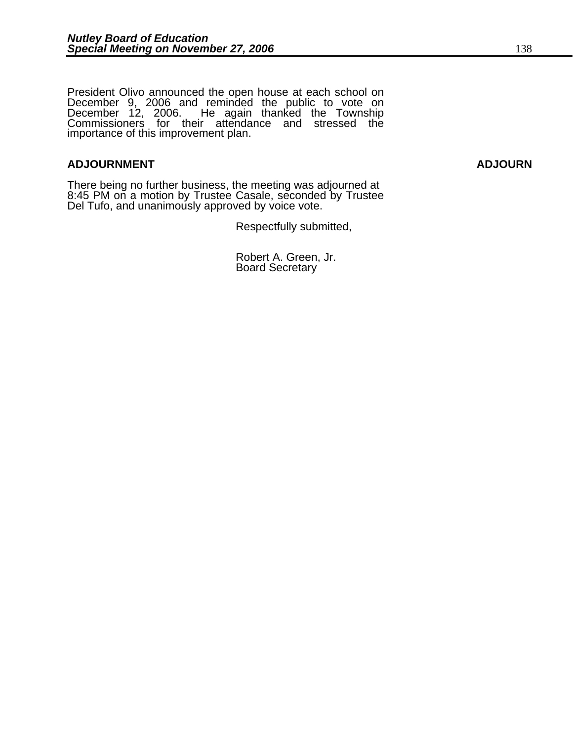President Olivo announced the open house at each school on December 9, 2006 and reminded the public to vote on December 12, 2006. He again thanked the Township Commissioners for their attendance and stressed the importance of this improvement plan.

## ADJOURNMENT

**ADJOURN**

There being no further business, the meeting was adjourned at 8:45 PM on a motion by Trustee Casale, seconded by Trustee Del Tufo, and unanimously approved by voice vote.

Respectfully submitted,

Robert A. Green, Jr.
Board Secretary